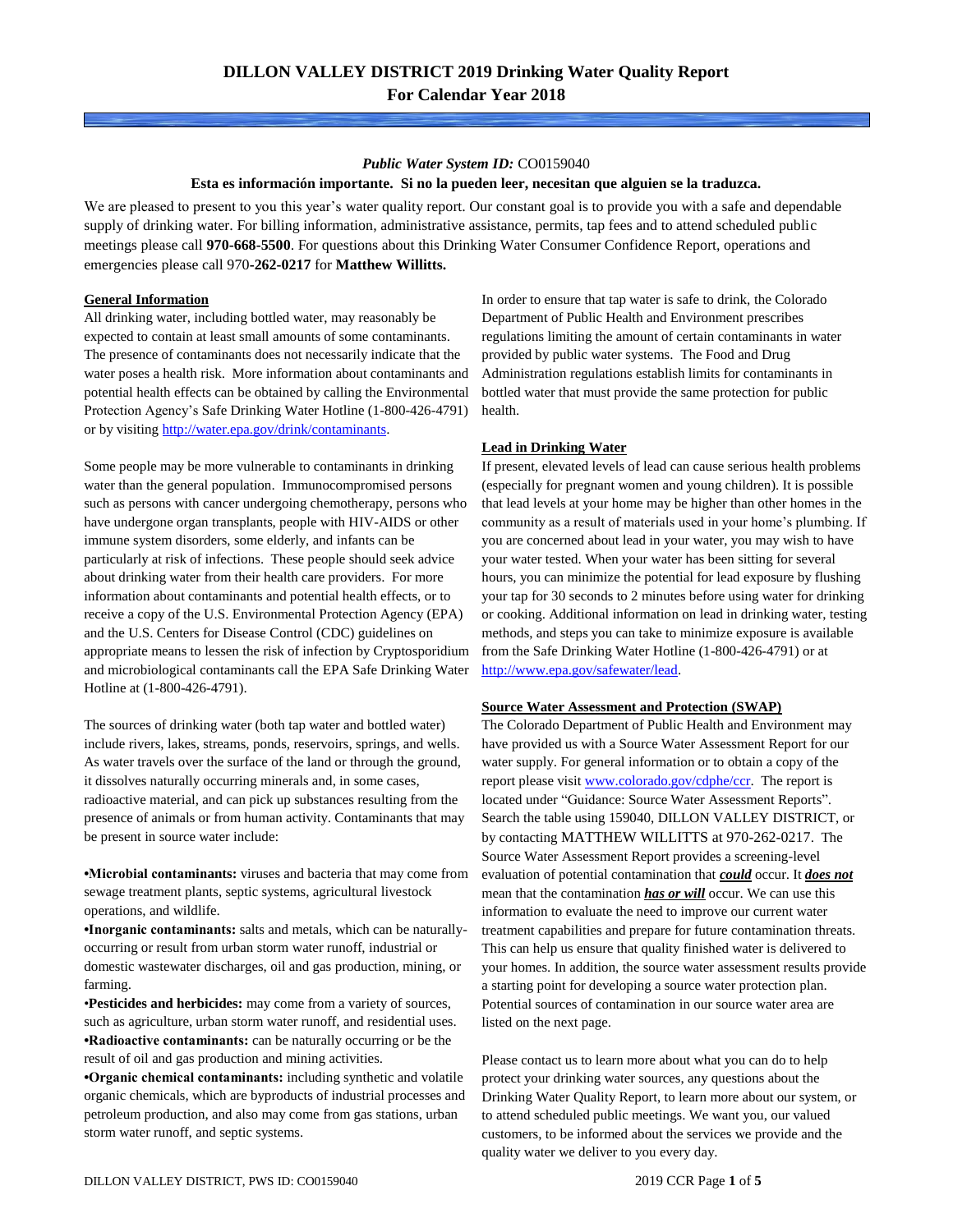# DILLON VALLEY DISTRICT 2019 Drinking Water Quality Report
# For Calendar Year 2018

***Public Water System ID:*** CO0159040

**Esta es información importante. Si no la pueden leer, necesitan que alguien se la traduzca.**

We are pleased to present to you this year's water quality report. Our constant goal is to provide you with a safe and dependable supply of drinking water. For billing information, administrative assistance, permits, tap fees and to attend scheduled public meetings please call **970-668-5500**. For questions about this Drinking Water Consumer Confidence Report, operations and emergencies please call 970**-262-0217** for **Matthew Willitts.**

## General Information

All drinking water, including bottled water, may reasonably be expected to contain at least small amounts of some contaminants. The presence of contaminants does not necessarily indicate that the water poses a health risk. More information about contaminants and potential health effects can be obtained by calling the Environmental Protection Agency's Safe Drinking Water Hotline (1-800-426-4791) or by visiting http://water.epa.gov/drink/contaminants.

Some people may be more vulnerable to contaminants in drinking water than the general population. Immunocompromised persons such as persons with cancer undergoing chemotherapy, persons who have undergone organ transplants, people with HIV-AIDS or other immune system disorders, some elderly, and infants can be particularly at risk of infections. These people should seek advice about drinking water from their health care providers. For more information about contaminants and potential health effects, or to receive a copy of the U.S. Environmental Protection Agency (EPA) and the U.S. Centers for Disease Control (CDC) guidelines on appropriate means to lessen the risk of infection by Cryptosporidium and microbiological contaminants call the EPA Safe Drinking Water Hotline at (1-800-426-4791).

The sources of drinking water (both tap water and bottled water) include rivers, lakes, streams, ponds, reservoirs, springs, and wells. As water travels over the surface of the land or through the ground, it dissolves naturally occurring minerals and, in some cases, radioactive material, and can pick up substances resulting from the presence of animals or from human activity. Contaminants that may be present in source water include:

- **Microbial contaminants:** viruses and bacteria that may come from sewage treatment plants, septic systems, agricultural livestock operations, and wildlife.
- **Inorganic contaminants:** salts and metals, which can be naturally-occurring or result from urban storm water runoff, industrial or domestic wastewater discharges, oil and gas production, mining, or farming.
- **Pesticides and herbicides:** may come from a variety of sources, such as agriculture, urban storm water runoff, and residential uses.
- **Radioactive contaminants:** can be naturally occurring or be the result of oil and gas production and mining activities.
- **Organic chemical contaminants:** including synthetic and volatile organic chemicals, which are byproducts of industrial processes and petroleum production, and also may come from gas stations, urban storm water runoff, and septic systems.

In order to ensure that tap water is safe to drink, the Colorado Department of Public Health and Environment prescribes regulations limiting the amount of certain contaminants in water provided by public water systems. The Food and Drug Administration regulations establish limits for contaminants in bottled water that must provide the same protection for public health.

## Lead in Drinking Water

If present, elevated levels of lead can cause serious health problems (especially for pregnant women and young children). It is possible that lead levels at your home may be higher than other homes in the community as a result of materials used in your home's plumbing. If you are concerned about lead in your water, you may wish to have your water tested. When your water has been sitting for several hours, you can minimize the potential for lead exposure by flushing your tap for 30 seconds to 2 minutes before using water for drinking or cooking. Additional information on lead in drinking water, testing methods, and steps you can take to minimize exposure is available from the Safe Drinking Water Hotline (1-800-426-4791) or at http://www.epa.gov/safewater/lead.

## Source Water Assessment and Protection (SWAP)

The Colorado Department of Public Health and Environment may have provided us with a Source Water Assessment Report for our water supply. For general information or to obtain a copy of the report please visit www.colorado.gov/cdphe/ccr. The report is located under "Guidance: Source Water Assessment Reports". Search the table using 159040, DILLON VALLEY DISTRICT, or by contacting MATTHEW WILLITTS at 970-262-0217. The Source Water Assessment Report provides a screening-level evaluation of potential contamination that ***could*** occur. It ***does not*** mean that the contamination ***has or will*** occur. We can use this information to evaluate the need to improve our current water treatment capabilities and prepare for future contamination threats. This can help us ensure that quality finished water is delivered to your homes. In addition, the source water assessment results provide a starting point for developing a source water protection plan. Potential sources of contamination in our source water area are listed on the next page.

Please contact us to learn more about what you can do to help protect your drinking water sources, any questions about the Drinking Water Quality Report, to learn more about our system, or to attend scheduled public meetings. We want you, our valued customers, to be informed about the services we provide and the quality water we deliver to you every day.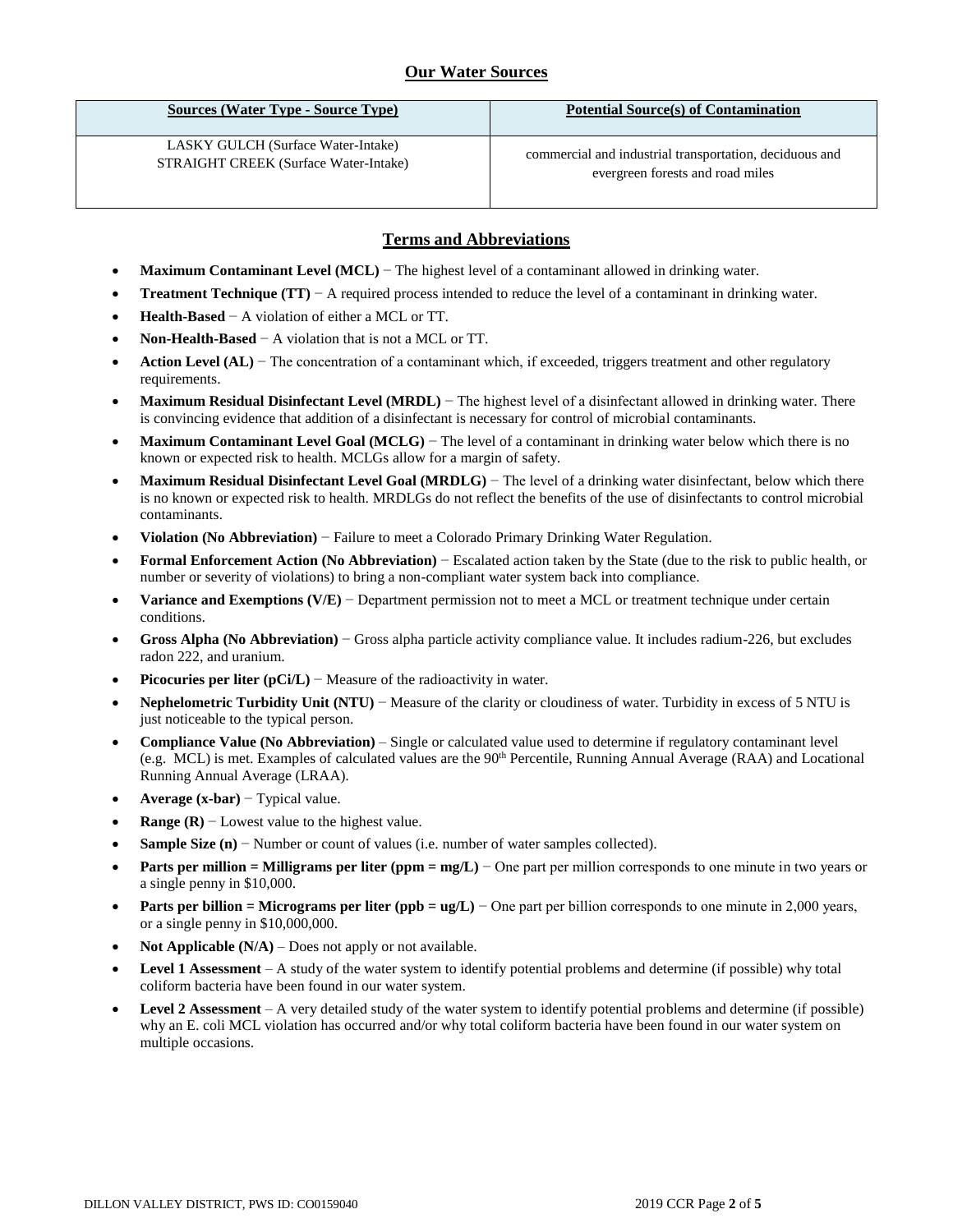## Our Water Sources

| Sources (Water Type - Source Type) | Potential Source(s) of Contamination |
|---|---|
| LASKY GULCH (Surface Water-Intake)<br>STRAIGHT CREEK (Surface Water-Intake) | commercial and industrial transportation, deciduous and evergreen forests and road miles |

## Terms and Abbreviations

- **Maximum Contaminant Level (MCL)** − The highest level of a contaminant allowed in drinking water.
- **Treatment Technique (TT)** − A required process intended to reduce the level of a contaminant in drinking water.
- **Health-Based** − A violation of either a MCL or TT.
- **Non-Health-Based** − A violation that is not a MCL or TT.
- **Action Level (AL)** − The concentration of a contaminant which, if exceeded, triggers treatment and other regulatory requirements.
- **Maximum Residual Disinfectant Level (MRDL)** − The highest level of a disinfectant allowed in drinking water. There is convincing evidence that addition of a disinfectant is necessary for control of microbial contaminants.
- **Maximum Contaminant Level Goal (MCLG)** − The level of a contaminant in drinking water below which there is no known or expected risk to health. MCLGs allow for a margin of safety.
- **Maximum Residual Disinfectant Level Goal (MRDLG)** − The level of a drinking water disinfectant, below which there is no known or expected risk to health. MRDLGs do not reflect the benefits of the use of disinfectants to control microbial contaminants.
- **Violation (No Abbreviation)** − Failure to meet a Colorado Primary Drinking Water Regulation.
- **Formal Enforcement Action (No Abbreviation)** − Escalated action taken by the State (due to the risk to public health, or number or severity of violations) to bring a non-compliant water system back into compliance.
- **Variance and Exemptions (V/E)** − Department permission not to meet a MCL or treatment technique under certain conditions.
- **Gross Alpha (No Abbreviation)** − Gross alpha particle activity compliance value. It includes radium-226, but excludes radon 222, and uranium.
- **Picocuries per liter (pCi/L)** − Measure of the radioactivity in water.
- **Nephelometric Turbidity Unit (NTU)** − Measure of the clarity or cloudiness of water. Turbidity in excess of 5 NTU is just noticeable to the typical person.
- **Compliance Value (No Abbreviation)** – Single or calculated value used to determine if regulatory contaminant level (e.g. MCL) is met. Examples of calculated values are the 90th Percentile, Running Annual Average (RAA) and Locational Running Annual Average (LRAA).
- **Average (x-bar)** − Typical value.
- **Range (R)** − Lowest value to the highest value.
- **Sample Size (n)** − Number or count of values (i.e. number of water samples collected).
- **Parts per million = Milligrams per liter (ppm = mg/L)** − One part per million corresponds to one minute in two years or a single penny in $10,000.
- **Parts per billion = Micrograms per liter (ppb = ug/L)** − One part per billion corresponds to one minute in 2,000 years, or a single penny in $10,000,000.
- **Not Applicable (N/A)** – Does not apply or not available.
- **Level 1 Assessment** – A study of the water system to identify potential problems and determine (if possible) why total coliform bacteria have been found in our water system.
- **Level 2 Assessment** – A very detailed study of the water system to identify potential problems and determine (if possible) why an E. coli MCL violation has occurred and/or why total coliform bacteria have been found in our water system on multiple occasions.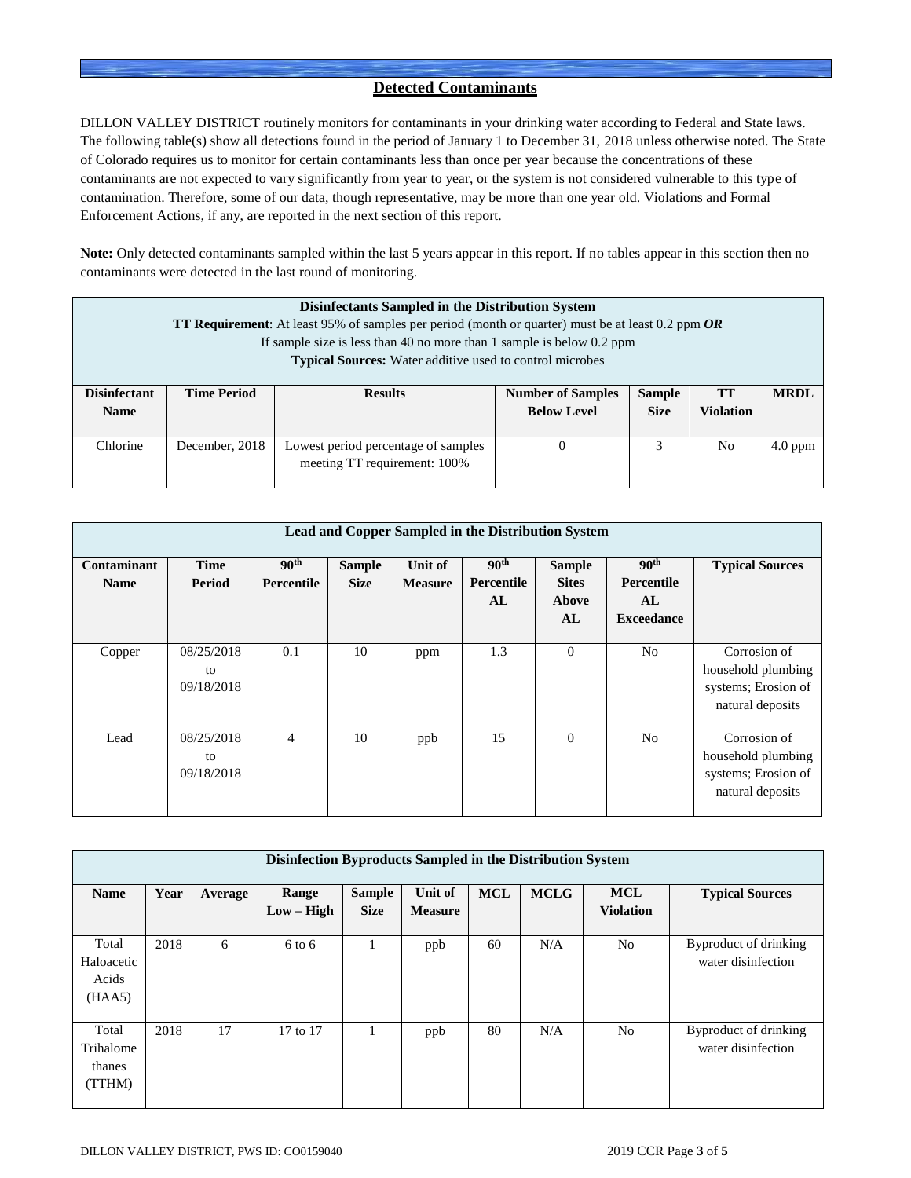## Detected Contaminants

DILLON VALLEY DISTRICT routinely monitors for contaminants in your drinking water according to Federal and State laws. The following table(s) show all detections found in the period of January 1 to December 31, 2018 unless otherwise noted. The State of Colorado requires us to monitor for certain contaminants less than once per year because the concentrations of these contaminants are not expected to vary significantly from year to year, or the system is not considered vulnerable to this type of contamination. Therefore, some of our data, though representative, may be more than one year old. Violations and Formal Enforcement Actions, if any, are reported in the next section of this report.

**Note:** Only detected contaminants sampled within the last 5 years appear in this report. If no tables appear in this section then no contaminants were detected in the last round of monitoring.

**Disinfectants Sampled in the Distribution System**

**TT Requirement**: At least 95% of samples per period (month or quarter) must be at least 0.2 ppm ***OR***
If sample size is less than 40 no more than 1 sample is below 0.2 ppm
**Typical Sources:** Water additive used to control microbes

| Disinfectant Name | Time Period | Results | Number of Samples Below Level | Sample Size | TT Violation | MRDL |
|---|---|---|---|---|---|---|
| Chlorine | December, 2018 | Lowest period percentage of samples meeting TT requirement: 100% | 0 | 3 | No | 4.0 ppm |

**Lead and Copper Sampled in the Distribution System**

| Contaminant Name | Time Period | 90th Percentile | Sample Size | Unit of Measure | 90th Percentile AL | Sample Sites Above AL | 90th Percentile AL Exceedance | Typical Sources |
|---|---|---|---|---|---|---|---|---|
| Copper | 08/25/2018 to 09/18/2018 | 0.1 | 10 | ppm | 1.3 | 0 | No | Corrosion of household plumbing systems; Erosion of natural deposits |
| Lead | 08/25/2018 to 09/18/2018 | 4 | 10 | ppb | 15 | 0 | No | Corrosion of household plumbing systems; Erosion of natural deposits |

**Disinfection Byproducts Sampled in the Distribution System**

| Name | Year | Average | Range Low – High | Sample Size | Unit of Measure | MCL | MCLG | MCL Violation | Typical Sources |
|---|---|---|---|---|---|---|---|---|---|
| Total Haloacetic Acids (HAA5) | 2018 | 6 | 6 to 6 | 1 | ppb | 60 | N/A | No | Byproduct of drinking water disinfection |
| Total Trihalomethanes (TTHM) | 2018 | 17 | 17 to 17 | 1 | ppb | 80 | N/A | No | Byproduct of drinking water disinfection |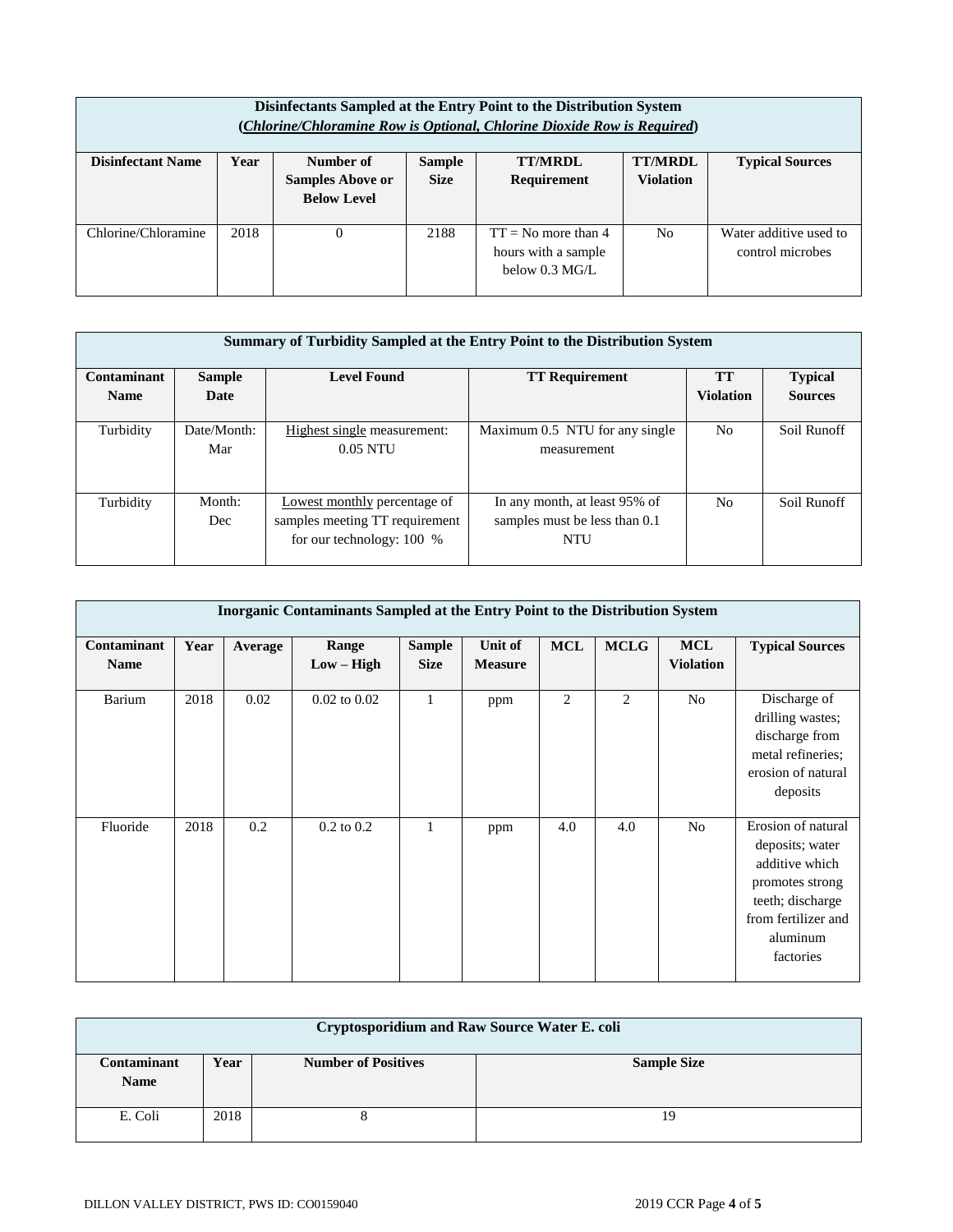| Disinfectants Sampled at the Entry Point to the Distribution System (*Chlorine/Chloramine Row is Optional, Chlorine Dioxide Row is Required*) | | | | | | |
|---|---|---|---|---|---|---|
| **Disinfectant Name** | **Year** | **Number of Samples Above or Below Level** | **Sample Size** | **TT/MRDL Requirement** | **TT/MRDL Violation** | **Typical Sources** |
| Chlorine/Chloramine | 2018 | 0 | 2188 | TT = No more than 4 hours with a sample below 0.3 MG/L | No | Water additive used to control microbes |

| Summary of Turbidity Sampled at the Entry Point to the Distribution System | | | | | |
|---|---|---|---|---|---|
| **Contaminant Name** | **Sample Date** | **Level Found** | **TT Requirement** | **TT Violation** | **Typical Sources** |
| Turbidity | Date/Month: Mar | Highest single measurement: 0.05 NTU | Maximum 0.5 NTU for any single measurement | No | Soil Runoff |
| Turbidity | Month: Dec | Lowest monthly percentage of samples meeting TT requirement for our technology: 100 % | In any month, at least 95% of samples must be less than 0.1 NTU | No | Soil Runoff |

| Inorganic Contaminants Sampled at the Entry Point to the Distribution System | | | | | | | | | |
|---|---|---|---|---|---|---|---|---|---|
| **Contaminant Name** | **Year** | **Average** | **Range Low – High** | **Sample Size** | **Unit of Measure** | **MCL** | **MCLG** | **MCL Violation** | **Typical Sources** |
| Barium | 2018 | 0.02 | 0.02 to 0.02 | 1 | ppm | 2 | 2 | No | Discharge of drilling wastes; discharge from metal refineries; erosion of natural deposits |
| Fluoride | 2018 | 0.2 | 0.2 to 0.2 | 1 | ppm | 4.0 | 4.0 | No | Erosion of natural deposits; water additive which promotes strong teeth; discharge from fertilizer and aluminum factories |

| Cryptosporidium and Raw Source Water E. coli | | | |
|---|---|---|---|
| **Contaminant Name** | **Year** | **Number of Positives** | **Sample Size** |
| E. Coli | 2018 | 8 | 19 |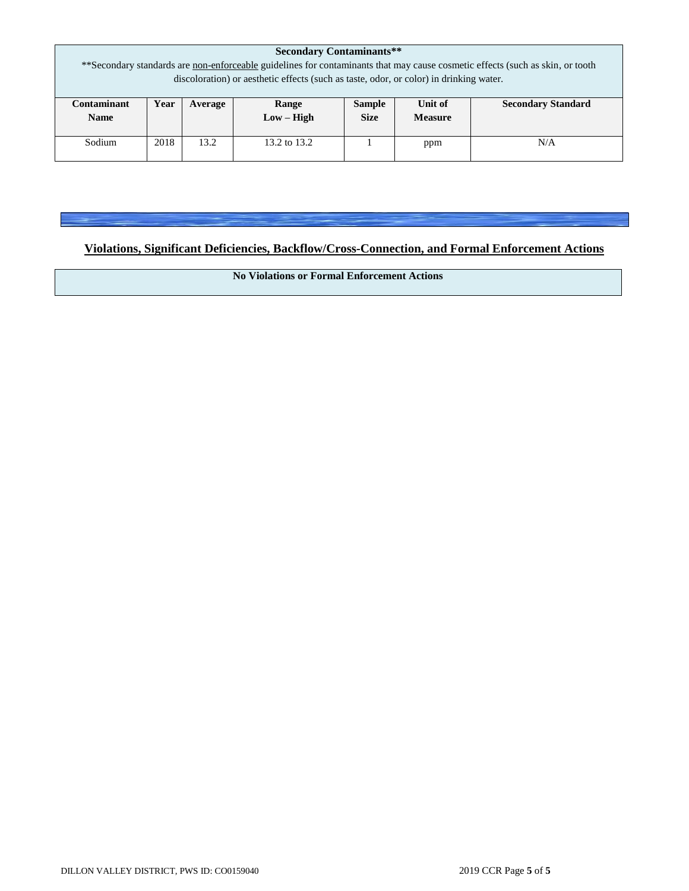**Secondary Contaminants****

**Secondary standards are <u>non-enforceable</u> guidelines for contaminants that may cause cosmetic effects (such as skin, or tooth discoloration) or aesthetic effects (such as taste, odor, or color) in drinking water.

| Contaminant Name | Year | Average | Range Low – High | Sample Size | Unit of Measure | Secondary Standard |
|---|---|---|---|---|---|---|
| Sodium | 2018 | 13.2 | 13.2 to 13.2 | 1 | ppm | N/A |

## Violations, Significant Deficiencies, Backflow/Cross-Connection, and Formal Enforcement Actions

**No Violations or Formal Enforcement Actions**